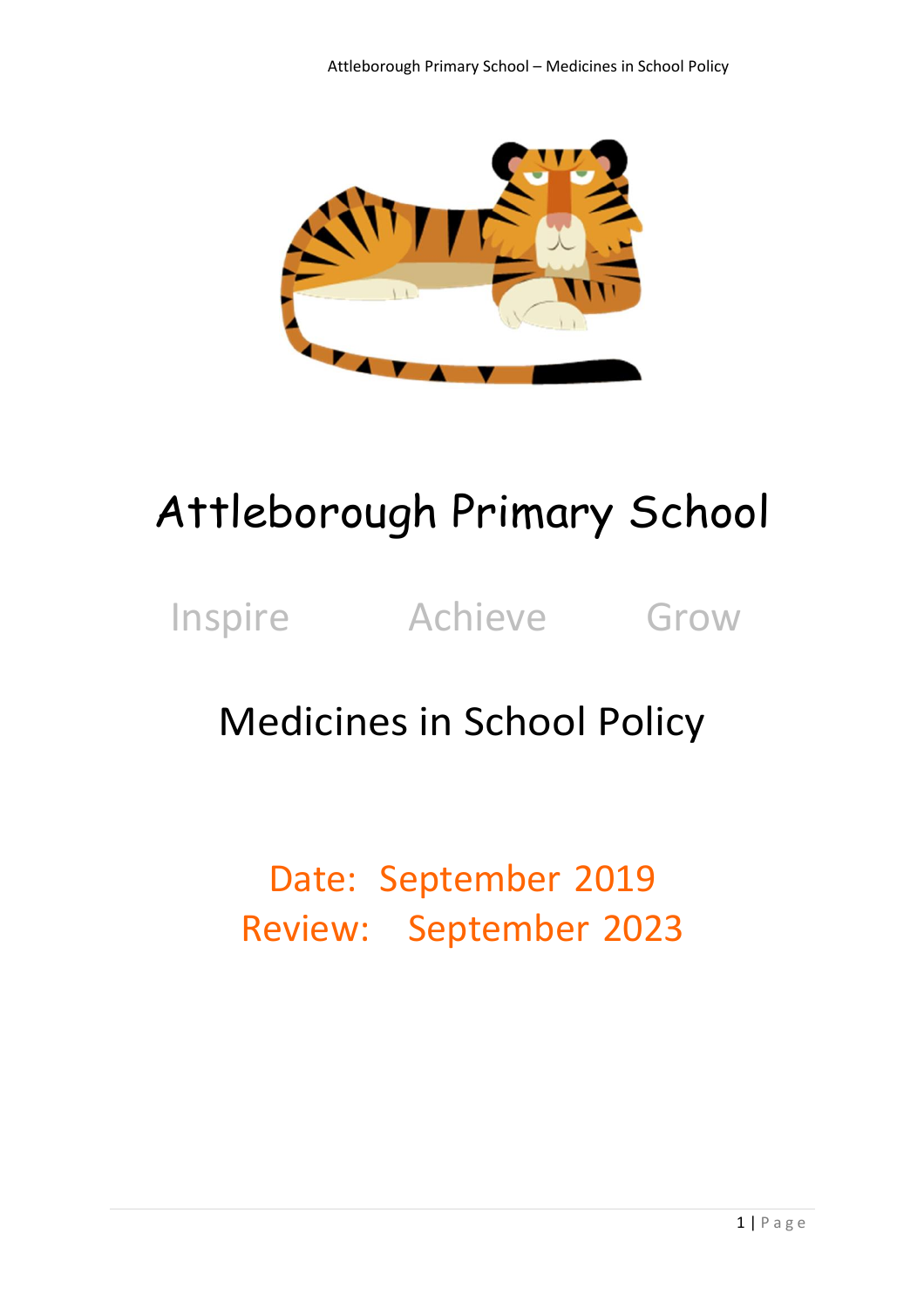# Attleborough Primary School

Inspire Achieve Grow

## Medicines in School Policy

Date: September 2019
Review: September 2023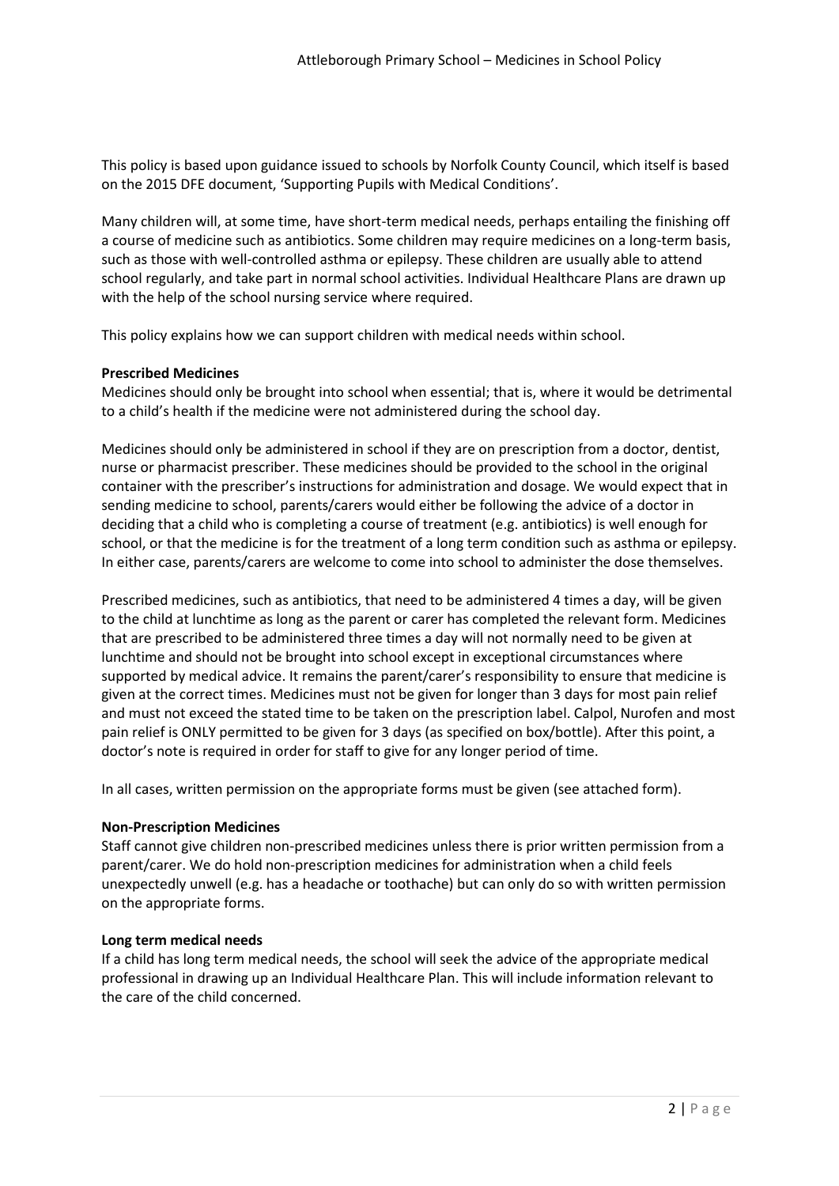This policy is based upon guidance issued to schools by Norfolk County Council, which itself is based on the 2015 DFE document, 'Supporting Pupils with Medical Conditions'.

Many children will, at some time, have short-term medical needs, perhaps entailing the finishing off a course of medicine such as antibiotics. Some children may require medicines on a long-term basis, such as those with well-controlled asthma or epilepsy. These children are usually able to attend school regularly, and take part in normal school activities. Individual Healthcare Plans are drawn up with the help of the school nursing service where required.

This policy explains how we can support children with medical needs within school.

**Prescribed Medicines**

Medicines should only be brought into school when essential; that is, where it would be detrimental to a child's health if the medicine were not administered during the school day.

Medicines should only be administered in school if they are on prescription from a doctor, dentist, nurse or pharmacist prescriber. These medicines should be provided to the school in the original container with the prescriber's instructions for administration and dosage. We would expect that in sending medicine to school, parents/carers would either be following the advice of a doctor in deciding that a child who is completing a course of treatment (e.g. antibiotics) is well enough for school, or that the medicine is for the treatment of a long term condition such as asthma or epilepsy. In either case, parents/carers are welcome to come into school to administer the dose themselves.

Prescribed medicines, such as antibiotics, that need to be administered 4 times a day, will be given to the child at lunchtime as long as the parent or carer has completed the relevant form. Medicines that are prescribed to be administered three times a day will not normally need to be given at lunchtime and should not be brought into school except in exceptional circumstances where supported by medical advice. It remains the parent/carer's responsibility to ensure that medicine is given at the correct times. Medicines must not be given for longer than 3 days for most pain relief and must not exceed the stated time to be taken on the prescription label. Calpol, Nurofen and most pain relief is ONLY permitted to be given for 3 days (as specified on box/bottle). After this point, a doctor's note is required in order for staff to give for any longer period of time.

In all cases, written permission on the appropriate forms must be given (see attached form).

**Non-Prescription Medicines**

Staff cannot give children non-prescribed medicines unless there is prior written permission from a parent/carer. We do hold non-prescription medicines for administration when a child feels unexpectedly unwell (e.g. has a headache or toothache) but can only do so with written permission on the appropriate forms.

**Long term medical needs**

If a child has long term medical needs, the school will seek the advice of the appropriate medical professional in drawing up an Individual Healthcare Plan. This will include information relevant to the care of the child concerned.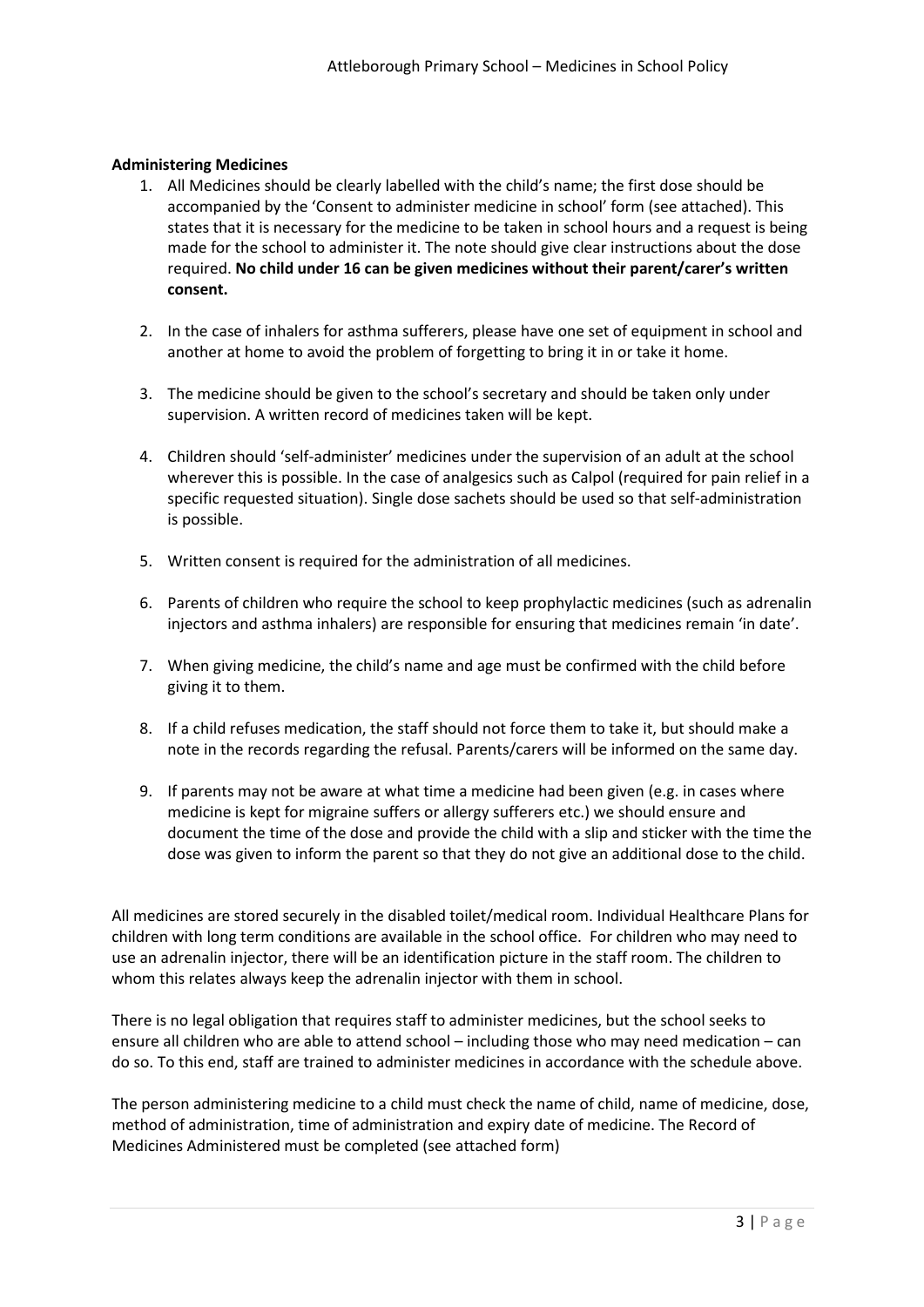**Administering Medicines**

1. All Medicines should be clearly labelled with the child's name; the first dose should be accompanied by the 'Consent to administer medicine in school' form (see attached). This states that it is necessary for the medicine to be taken in school hours and a request is being made for the school to administer it. The note should give clear instructions about the dose required. **No child under 16 can be given medicines without their parent/carer's written consent.**

2. In the case of inhalers for asthma sufferers, please have one set of equipment in school and another at home to avoid the problem of forgetting to bring it in or take it home.

3. The medicine should be given to the school's secretary and should be taken only under supervision. A written record of medicines taken will be kept.

4. Children should 'self-administer' medicines under the supervision of an adult at the school wherever this is possible. In the case of analgesics such as Calpol (required for pain relief in a specific requested situation). Single dose sachets should be used so that self-administration is possible.

5. Written consent is required for the administration of all medicines.

6. Parents of children who require the school to keep prophylactic medicines (such as adrenalin injectors and asthma inhalers) are responsible for ensuring that medicines remain 'in date'.

7. When giving medicine, the child's name and age must be confirmed with the child before giving it to them.

8. If a child refuses medication, the staff should not force them to take it, but should make a note in the records regarding the refusal. Parents/carers will be informed on the same day.

9. If parents may not be aware at what time a medicine had been given (e.g. in cases where medicine is kept for migraine suffers or allergy sufferers etc.) we should ensure and document the time of the dose and provide the child with a slip and sticker with the time the dose was given to inform the parent so that they do not give an additional dose to the child.

All medicines are stored securely in the disabled toilet/medical room. Individual Healthcare Plans for children with long term conditions are available in the school office. For children who may need to use an adrenalin injector, there will be an identification picture in the staff room. The children to whom this relates always keep the adrenalin injector with them in school.

There is no legal obligation that requires staff to administer medicines, but the school seeks to ensure all children who are able to attend school – including those who may need medication – can do so. To this end, staff are trained to administer medicines in accordance with the schedule above.

The person administering medicine to a child must check the name of child, name of medicine, dose, method of administration, time of administration and expiry date of medicine. The Record of Medicines Administered must be completed (see attached form)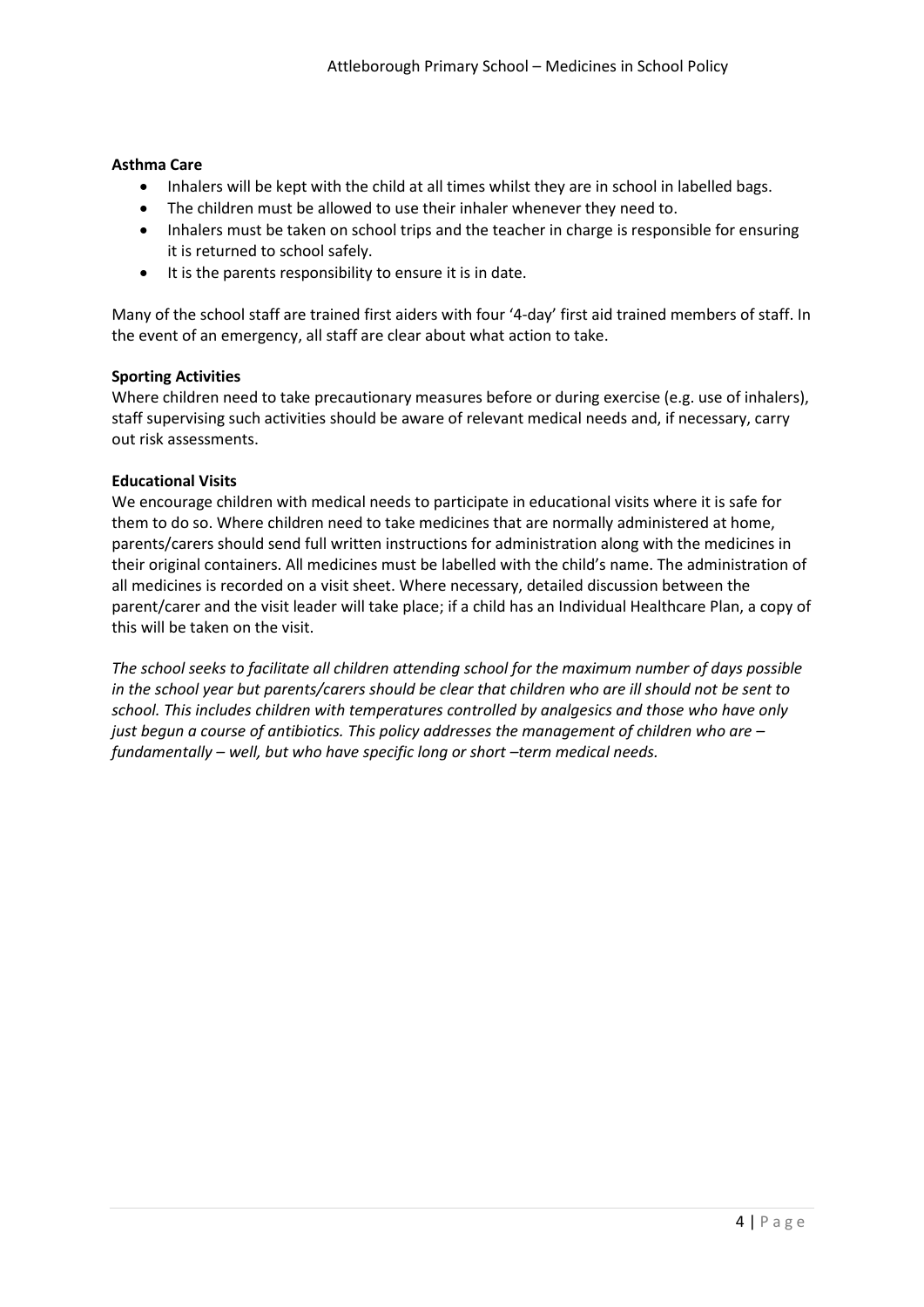**Asthma Care**

- Inhalers will be kept with the child at all times whilst they are in school in labelled bags.
- The children must be allowed to use their inhaler whenever they need to.
- Inhalers must be taken on school trips and the teacher in charge is responsible for ensuring it is returned to school safely.
- It is the parents responsibility to ensure it is in date.

Many of the school staff are trained first aiders with four '4-day' first aid trained members of staff. In the event of an emergency, all staff are clear about what action to take.

**Sporting Activities**

Where children need to take precautionary measures before or during exercise (e.g. use of inhalers), staff supervising such activities should be aware of relevant medical needs and, if necessary, carry out risk assessments.

**Educational Visits**

We encourage children with medical needs to participate in educational visits where it is safe for them to do so. Where children need to take medicines that are normally administered at home, parents/carers should send full written instructions for administration along with the medicines in their original containers. All medicines must be labelled with the child's name. The administration of all medicines is recorded on a visit sheet. Where necessary, detailed discussion between the parent/carer and the visit leader will take place; if a child has an Individual Healthcare Plan, a copy of this will be taken on the visit.

*The school seeks to facilitate all children attending school for the maximum number of days possible in the school year but parents/carers should be clear that children who are ill should not be sent to school. This includes children with temperatures controlled by analgesics and those who have only just begun a course of antibiotics. This policy addresses the management of children who are – fundamentally – well, but who have specific long or short –term medical needs.*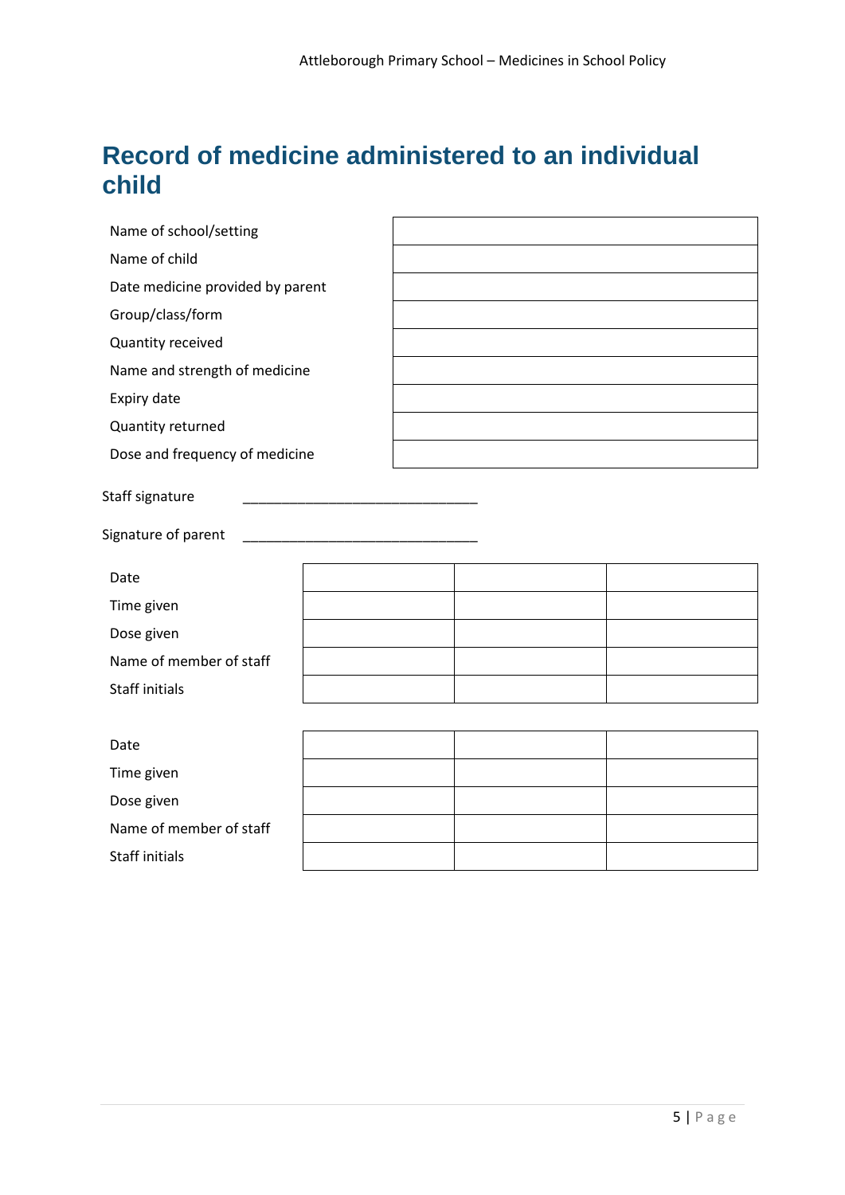# Record of medicine administered to an individual child

| | |
|---|---|
| Name of school/setting | |
| Name of child | |
| Date medicine provided by parent | |
| Group/class/form | |
| Quantity received | |
| Name and strength of medicine | |
| Expiry date | |
| Quantity returned | |
| Dose and frequency of medicine | |

Staff signature _______________________________

Signature of parent _______________________________

| | | | |
|---|---|---|---|
| Date | | | |
| Time given | | | |
| Dose given | | | |
| Name of member of staff | | | |
| Staff initials | | | |

| | | | |
|---|---|---|---|
| Date | | | |
| Time given | | | |
| Dose given | | | |
| Name of member of staff | | | |
| Staff initials | | | |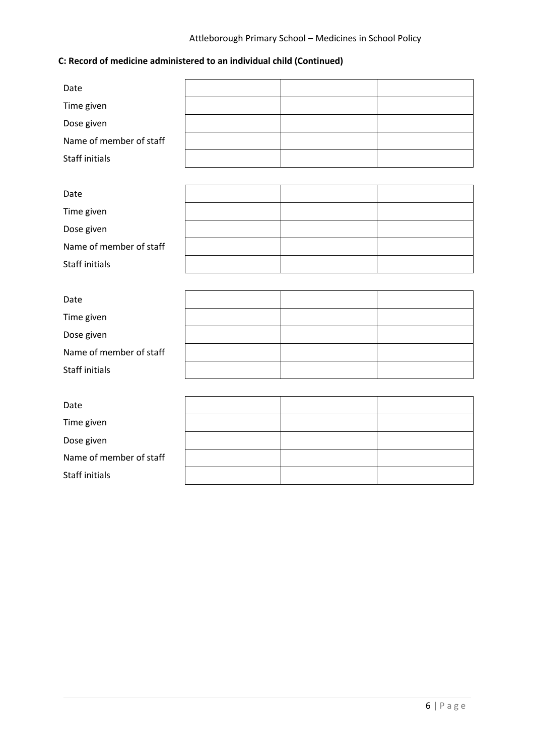**C: Record of medicine administered to an individual child (Continued)**

| | | | |
|---|---|---|---|
| Date | | | |
| Time given | | | |
| Dose given | | | |
| Name of member of staff | | | |
| Staff initials | | | |

| | | | |
|---|---|---|---|
| Date | | | |
| Time given | | | |
| Dose given | | | |
| Name of member of staff | | | |
| Staff initials | | | |

| | | | |
|---|---|---|---|
| Date | | | |
| Time given | | | |
| Dose given | | | |
| Name of member of staff | | | |
| Staff initials | | | |

| | | | |
|---|---|---|---|
| Date | | | |
| Time given | | | |
| Dose given | | | |
| Name of member of staff | | | |
| Staff initials | | | |